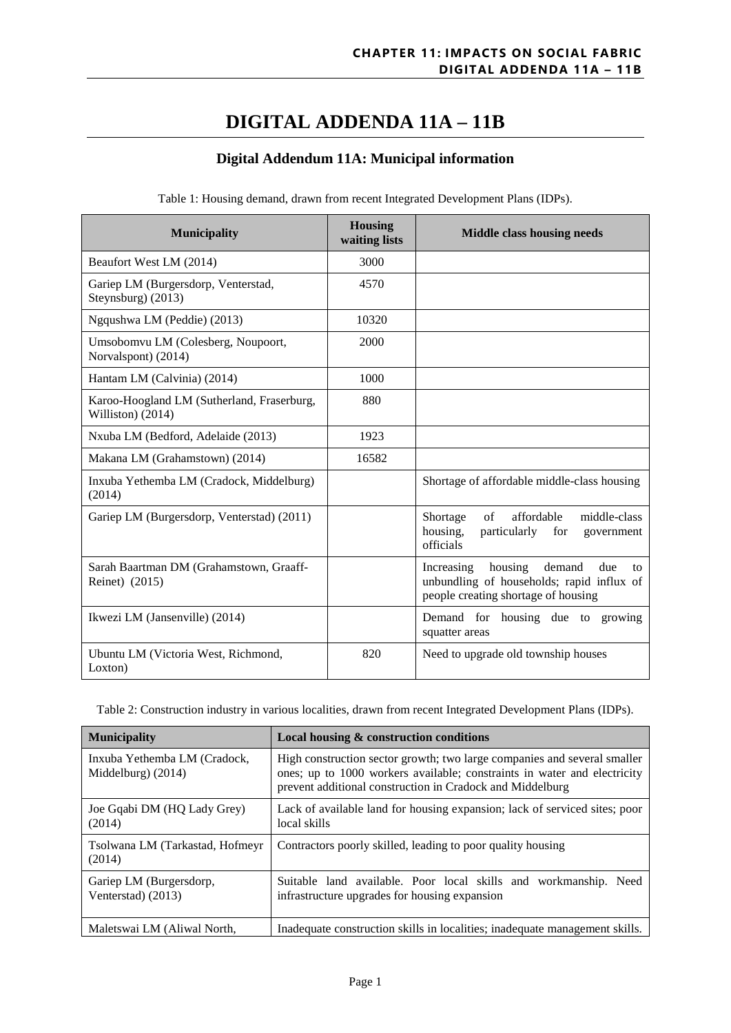# DIGITAL ADDENDA 11A – 11B

## Digital Addendum 11A: Municipal information

Table 1: Housing demand, drawn from recent Integrated Development Plans (IDPs).

| Municipality | Housing waiting lists | Middle class housing needs |
|---|---|---|
| Beaufort West LM (2014) | 3000 | |
| Gariep LM (Burgersdorp, Venterstad, Steynsburg) (2013) | 4570 | |
| Ngqushwa LM (Peddie) (2013) | 10320 | |
| Umsobomvu LM (Colesberg, Noupoort, Norvalspont) (2014) | 2000 | |
| Hantam LM (Calvinia) (2014) | 1000 | |
| Karoo-Hoogland LM (Sutherland, Fraserburg, Williston) (2014) | 880 | |
| Nxuba LM (Bedford, Adelaide (2013) | 1923 | |
| Makana LM (Grahamstown) (2014) | 16582 | |
| Inxuba Yethemba LM (Cradock, Middelburg) (2014) | | Shortage of affordable middle-class housing |
| Gariep LM (Burgersdorp, Venterstad) (2011) | | Shortage of affordable middle-class housing, particularly for government officials |
| Sarah Baartman DM (Grahamstown, Graaff-Reinet) (2015) | | Increasing housing demand due to unbundling of households; rapid influx of people creating shortage of housing |
| Ikwezi LM (Jansenville) (2014) | | Demand for housing due to growing squatter areas |
| Ubuntu LM (Victoria West, Richmond, Loxton) | 820 | Need to upgrade old township houses |

Table 2: Construction industry in various localities, drawn from recent Integrated Development Plans (IDPs).

| Municipality | Local housing & construction conditions |
|---|---|
| Inxuba Yethemba LM (Cradock, Middelburg) (2014) | High construction sector growth; two large companies and several smaller ones; up to 1000 workers available; constraints in water and electricity prevent additional construction in Cradock and Middelburg |
| Joe Gqabi DM (HQ Lady Grey) (2014) | Lack of available land for housing expansion; lack of serviced sites; poor local skills |
| Tsolwana LM (Tarkastad, Hofmeyr (2014) | Contractors poorly skilled, leading to poor quality housing |
| Gariep LM (Burgersdorp, Venterstad) (2013) | Suitable land available. Poor local skills and workmanship. Need infrastructure upgrades for housing expansion |
| Maletswai LM (Aliwal North, | Inadequate construction skills in localities; inadequate management skills. |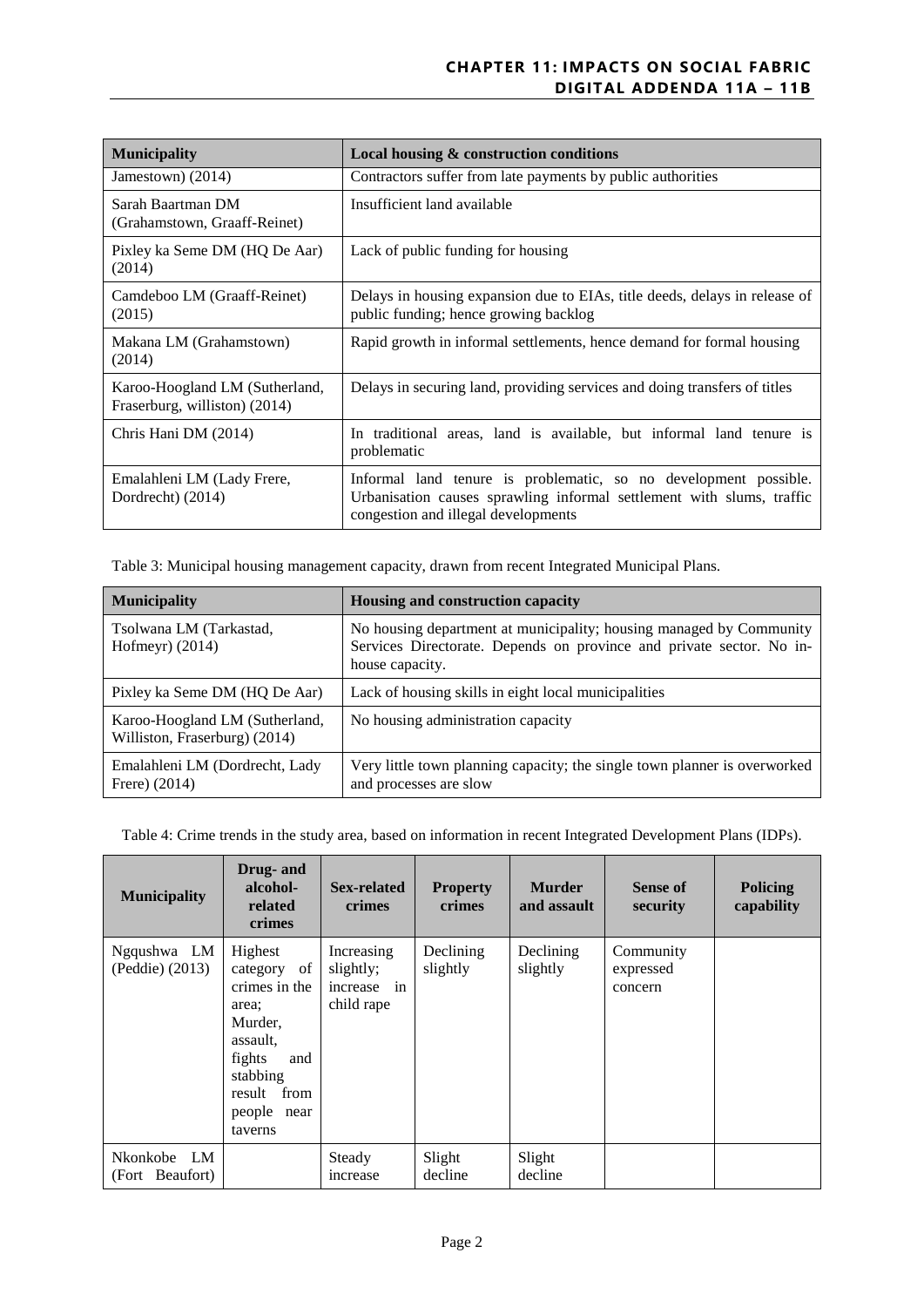| Municipality | Local housing & construction conditions |
|---|---|
| Jamestown) (2014) | Contractors suffer from late payments by public authorities |
| Sarah Baartman DM (Grahamstown, Graaff-Reinet) | Insufficient land available |
| Pixley ka Seme DM (HQ De Aar) (2014) | Lack of public funding for housing |
| Camdeboo LM (Graaff-Reinet) (2015) | Delays in housing expansion due to EIAs, title deeds, delays in release of public funding; hence growing backlog |
| Makana LM (Grahamstown) (2014) | Rapid growth in informal settlements, hence demand for formal housing |
| Karoo-Hoogland LM (Sutherland, Fraserburg, williston) (2014) | Delays in securing land, providing services and doing transfers of titles |
| Chris Hani DM (2014) | In traditional areas, land is available, but informal land tenure is problematic |
| Emalahleni LM (Lady Frere, Dordrecht) (2014) | Informal land tenure is problematic, so no development possible. Urbanisation causes sprawling informal settlement with slums, traffic congestion and illegal developments |

Table 3: Municipal housing management capacity, drawn from recent Integrated Municipal Plans.

| Municipality | Housing and construction capacity |
|---|---|
| Tsolwana LM (Tarkastad, Hofmeyr) (2014) | No housing department at municipality; housing managed by Community Services Directorate. Depends on province and private sector. No in-house capacity. |
| Pixley ka Seme DM (HQ De Aar) | Lack of housing skills in eight local municipalities |
| Karoo-Hoogland LM (Sutherland, Williston, Fraserburg) (2014) | No housing administration capacity |
| Emalahleni LM (Dordrecht, Lady Frere) (2014) | Very little town planning capacity; the single town planner is overworked and processes are slow |

Table 4: Crime trends in the study area, based on information in recent Integrated Development Plans (IDPs).

| Municipality | Drug- and alcohol-related crimes | Sex-related crimes | Property crimes | Murder and assault | Sense of security | Policing capability |
|---|---|---|---|---|---|---|
| Ngqushwa LM (Peddie) (2013) | Highest category of crimes in the area; Murder, assault, fights and stabbing result from people near taverns | Increasing slightly; increase in child rape | Declining slightly | Declining slightly | Community expressed concern | |
| Nkonkobe LM (Fort Beaufort) | | Steady increase | Slight decline | Slight decline | | |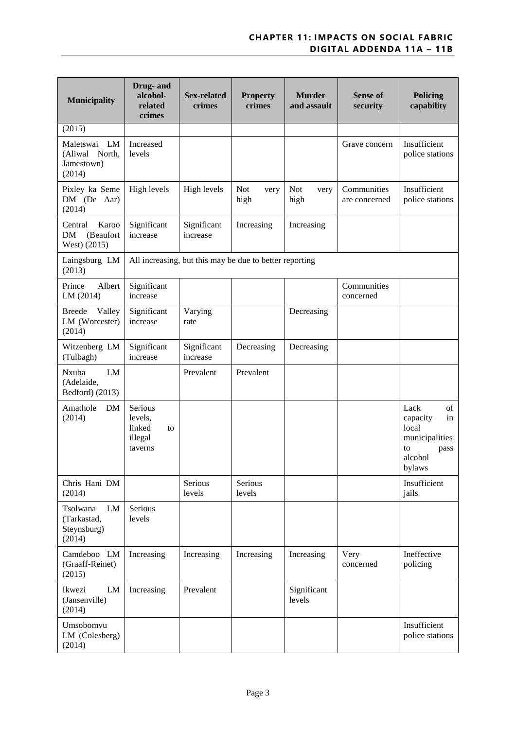| Municipality | Drug- and alcohol-related crimes | Sex-related crimes | Property crimes | Murder and assault | Sense of security | Policing capability |
|---|---|---|---|---|---|---|
| (2015) | | | | | | |
| Maletswai LM (Aliwal North, Jamestown) (2014) | Increased levels | | | | Grave concern | Insufficient police stations |
| Pixley ka Seme DM (De Aar) (2014) | High levels | High levels | Not very high | Not very high | Communities are concerned | Insufficient police stations |
| Central Karoo DM (Beaufort West) (2015) | Significant increase | Significant increase | Increasing | Increasing | | |
| Laingsburg LM (2013) | All increasing, but this may be due to better reporting | | | | | |
| Prince Albert LM (2014) | Significant increase | | | | Communities concerned | |
| Breede Valley LM (Worcester) (2014) | Significant increase | Varying rate | | Decreasing | | |
| Witzenberg LM (Tulbagh) | Significant increase | Significant increase | Decreasing | Decreasing | | |
| Nxuba LM (Adelaide, Bedford) (2013) | | Prevalent | Prevalent | | | |
| Amathole DM (2014) | Serious levels, linked to illegal taverns | | | | | Lack of capacity in local municipalities to pass alcohol bylaws |
| Chris Hani DM (2014) | | Serious levels | Serious levels | | | Insufficient jails |
| Tsolwana LM (Tarkastad, Steynsburg) (2014) | Serious levels | | | | | |
| Camdeboo LM (Graaff-Reinet) (2015) | Increasing | Increasing | Increasing | Increasing | Very concerned | Ineffective policing |
| Ikwezi LM (Jansenville) (2014) | Increasing | Prevalent | | Significant levels | | |
| Umsobomvu LM (Colesberg) (2014) | | | | | | Insufficient police stations |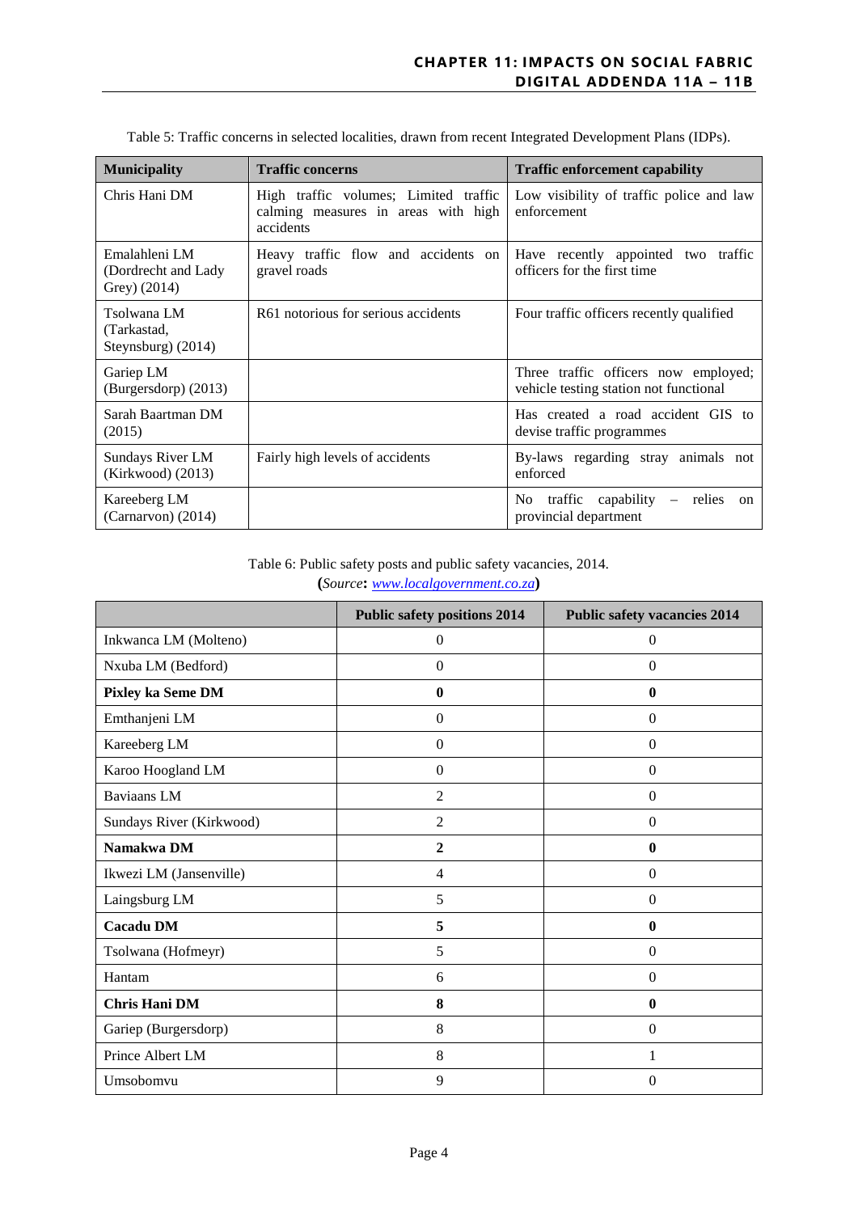Table 5: Traffic concerns in selected localities, drawn from recent Integrated Development Plans (IDPs).

| Municipality | Traffic concerns | Traffic enforcement capability |
|---|---|---|
| Chris Hani DM | High traffic volumes; Limited traffic calming measures in areas with high accidents | Low visibility of traffic police and law enforcement |
| Emalahleni LM (Dordrecht and Lady Grey) (2014) | Heavy traffic flow and accidents on gravel roads | Have recently appointed two traffic officers for the first time |
| Tsolwana LM (Tarkastad, Steynsburg) (2014) | R61 notorious for serious accidents | Four traffic officers recently qualified |
| Gariep LM (Burgersdorp) (2013) | | Three traffic officers now employed; vehicle testing station not functional |
| Sarah Baartman DM (2015) | | Has created a road accident GIS to devise traffic programmes |
| Sundays River LM (Kirkwood) (2013) | Fairly high levels of accidents | By-laws regarding stray animals not enforced |
| Kareeberg LM (Carnarvon) (2014) | | No traffic capability – relies on provincial department |

Table 6: Public safety posts and public safety vacancies, 2014.
(*Source*: *www.localgovernment.co.za*)

| | Public safety positions 2014 | Public safety vacancies 2014 |
|---|---|---|
| Inkwanca LM (Molteno) | 0 | 0 |
| Nxuba LM (Bedford) | 0 | 0 |
| **Pixley ka Seme DM** | **0** | **0** |
| Emthanjeni LM | 0 | 0 |
| Kareeberg LM | 0 | 0 |
| Karoo Hoogland LM | 0 | 0 |
| Baviaans LM | 2 | 0 |
| Sundays River (Kirkwood) | 2 | 0 |
| **Namakwa DM** | **2** | **0** |
| Ikwezi LM (Jansenville) | 4 | 0 |
| Laingsburg LM | 5 | 0 |
| **Cacadu DM** | **5** | **0** |
| Tsolwana (Hofmeyr) | 5 | 0 |
| Hantam | 6 | 0 |
| **Chris Hani DM** | **8** | **0** |
| Gariep (Burgersdorp) | 8 | 0 |
| Prince Albert LM | 8 | 1 |
| Umsobomvu | 9 | 0 |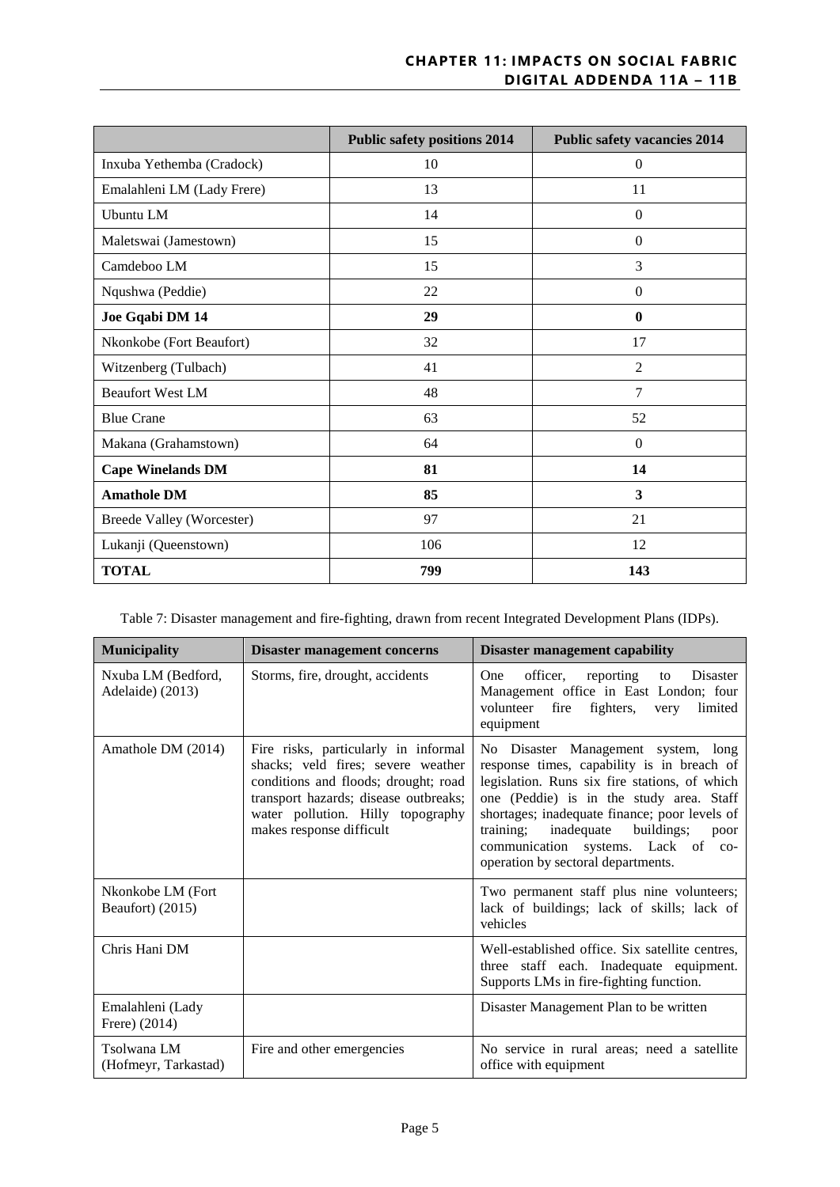| | Public safety positions 2014 | Public safety vacancies 2014 |
|---|---|---|
| Inxuba Yethemba (Cradock) | 10 | 0 |
| Emalahleni LM (Lady Frere) | 13 | 11 |
| Ubuntu LM | 14 | 0 |
| Maletswai (Jamestown) | 15 | 0 |
| Camdeboo LM | 15 | 3 |
| Nqushwa (Peddie) | 22 | 0 |
| **Joe Gqabi DM 14** | **29** | **0** |
| Nkonkobe (Fort Beaufort) | 32 | 17 |
| Witzenberg (Tulbach) | 41 | 2 |
| Beaufort West LM | 48 | 7 |
| Blue Crane | 63 | 52 |
| Makana (Grahamstown) | 64 | 0 |
| **Cape Winelands DM** | **81** | **14** |
| **Amathole DM** | **85** | **3** |
| Breede Valley (Worcester) | 97 | 21 |
| Lukanji (Queenstown) | 106 | 12 |
| **TOTAL** | **799** | **143** |

Table 7: Disaster management and fire-fighting, drawn from recent Integrated Development Plans (IDPs).

| Municipality | Disaster management concerns | Disaster management capability |
|---|---|---|
| Nxuba LM (Bedford, Adelaide) (2013) | Storms, fire, drought, accidents | One officer, reporting to Disaster Management office in East London; four volunteer fire fighters, very limited equipment |
| Amathole DM (2014) | Fire risks, particularly in informal shacks; veld fires; severe weather conditions and floods; drought; road transport hazards; disease outbreaks; water pollution. Hilly topography makes response difficult | No Disaster Management system, long response times, capability is in breach of legislation. Runs six fire stations, of which one (Peddie) is in the study area. Staff shortages; inadequate finance; poor levels of training; inadequate buildings; poor communication systems. Lack of co-operation by sectoral departments. |
| Nkonkobe LM (Fort Beaufort) (2015) | | Two permanent staff plus nine volunteers; lack of buildings; lack of skills; lack of vehicles |
| Chris Hani DM | | Well-established office. Six satellite centres, three staff each. Inadequate equipment. Supports LMs in fire-fighting function. |
| Emalahleni (Lady Frere) (2014) | | Disaster Management Plan to be written |
| Tsolwana LM (Hofmeyr, Tarkastad) | Fire and other emergencies | No service in rural areas; need a satellite office with equipment |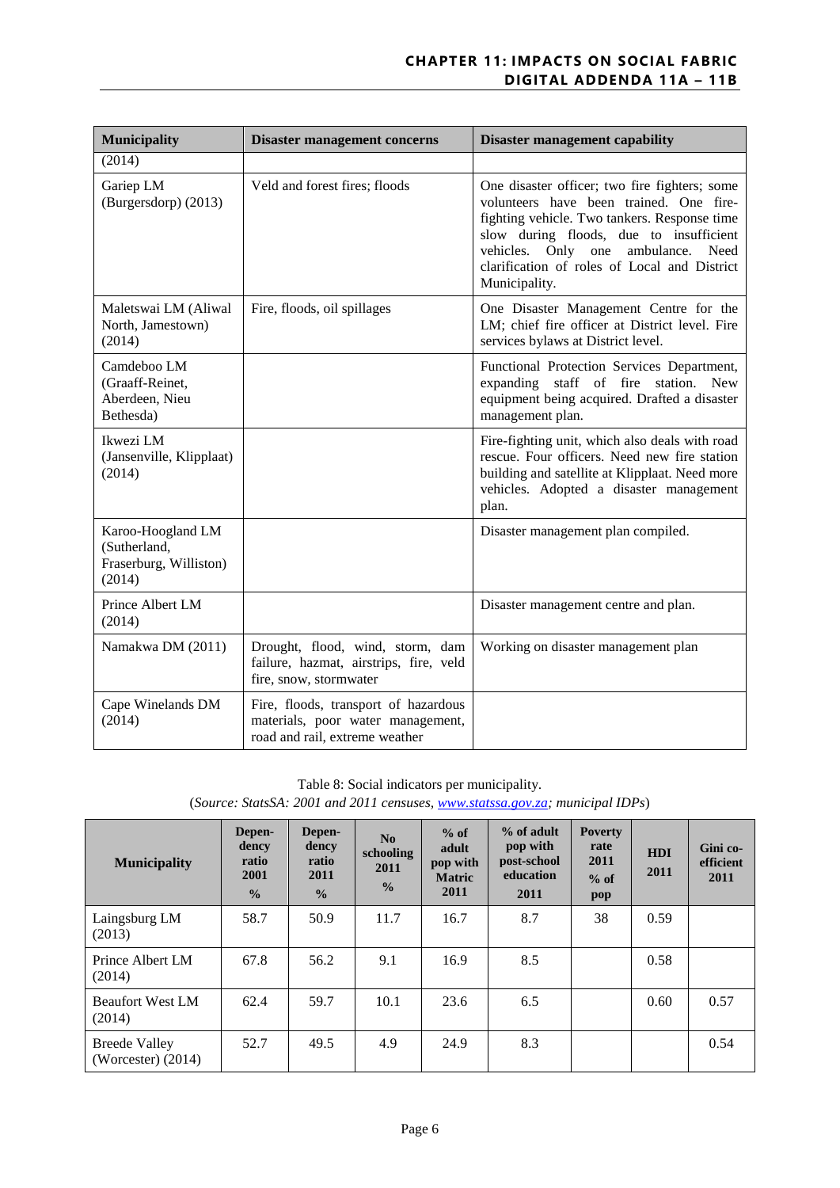| Municipality | Disaster management concerns | Disaster management capability |
|---|---|---|
| (2014) | | |
| Gariep LM (Burgersdorp) (2013) | Veld and forest fires; floods | One disaster officer; two fire fighters; some volunteers have been trained. One fire-fighting vehicle. Two tankers. Response time slow during floods, due to insufficient vehicles. Only one ambulance. Need clarification of roles of Local and District Municipality. |
| Maletswai LM (Aliwal North, Jamestown) (2014) | Fire, floods, oil spillages | One Disaster Management Centre for the LM; chief fire officer at District level. Fire services bylaws at District level. |
| Camdeboo LM (Graaff-Reinet, Aberdeen, Nieu Bethesda) | | Functional Protection Services Department, expanding staff of fire station. New equipment being acquired. Drafted a disaster management plan. |
| Ikwezi LM (Jansenville, Klipplaat) (2014) | | Fire-fighting unit, which also deals with road rescue. Four officers. Need new fire station building and satellite at Klipplaat. Need more vehicles. Adopted a disaster management plan. |
| Karoo-Hoogland LM (Sutherland, Fraserburg, Williston) (2014) | | Disaster management plan compiled. |
| Prince Albert LM (2014) | | Disaster management centre and plan. |
| Namakwa DM (2011) | Drought, flood, wind, storm, dam failure, hazmat, airstrips, fire, veld fire, snow, stormwater | Working on disaster management plan |
| Cape Winelands DM (2014) | Fire, floods, transport of hazardous materials, poor water management, road and rail, extreme weather | |

Table 8: Social indicators per municipality.
(*Source: StatsSA: 2001 and 2011 censuses, www.statssa.gov.za; municipal IDPs*)

| Municipality | Dependency ratio 2001 % | Dependency ratio 2011 % | No schooling 2011 % | % of adult pop with Matric 2011 | % of adult pop with post-school education 2011 | Poverty rate 2011 % of pop | HDI 2011 | Gini co-efficient 2011 |
|---|---|---|---|---|---|---|---|---|
| Laingsburg LM (2013) | 58.7 | 50.9 | 11.7 | 16.7 | 8.7 | 38 | 0.59 | |
| Prince Albert LM (2014) | 67.8 | 56.2 | 9.1 | 16.9 | 8.5 | | 0.58 | |
| Beaufort West LM (2014) | 62.4 | 59.7 | 10.1 | 23.6 | 6.5 | | 0.60 | 0.57 |
| Breede Valley (Worcester) (2014) | 52.7 | 49.5 | 4.9 | 24.9 | 8.3 | | | 0.54 |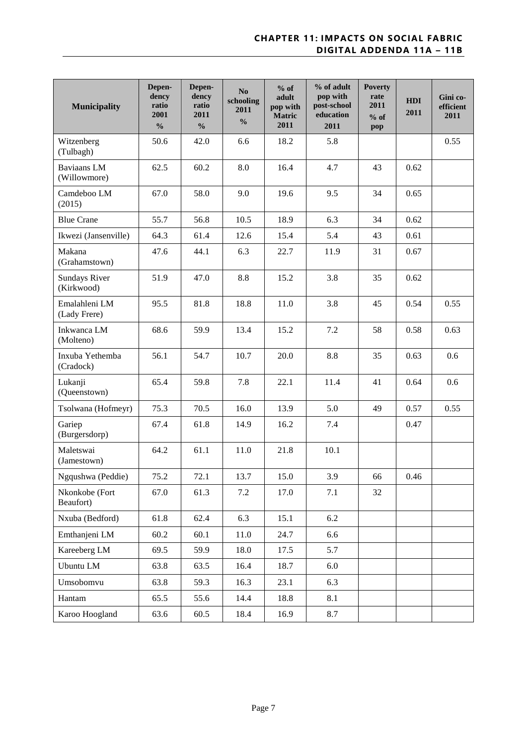| Municipality | Depen-dency ratio 2001 % | Depen-dency ratio 2011 % | No schooling 2011 % | % of adult pop with Matric 2011 | % of adult pop with post-school education 2011 | Poverty rate 2011 % of pop | HDI 2011 | Gini co-efficient 2011 |
|---|---|---|---|---|---|---|---|---|
| Witzenberg (Tulbagh) | 50.6 | 42.0 | 6.6 | 18.2 | 5.8 | | | 0.55 |
| Baviaans LM (Willowmore) | 62.5 | 60.2 | 8.0 | 16.4 | 4.7 | 43 | 0.62 | |
| Camdeboo LM (2015) | 67.0 | 58.0 | 9.0 | 19.6 | 9.5 | 34 | 0.65 | |
| Blue Crane | 55.7 | 56.8 | 10.5 | 18.9 | 6.3 | 34 | 0.62 | |
| Ikwezi (Jansenville) | 64.3 | 61.4 | 12.6 | 15.4 | 5.4 | 43 | 0.61 | |
| Makana (Grahamstown) | 47.6 | 44.1 | 6.3 | 22.7 | 11.9 | 31 | 0.67 | |
| Sundays River (Kirkwood) | 51.9 | 47.0 | 8.8 | 15.2 | 3.8 | 35 | 0.62 | |
| Emalahleni LM (Lady Frere) | 95.5 | 81.8 | 18.8 | 11.0 | 3.8 | 45 | 0.54 | 0.55 |
| Inkwanca LM (Molteno) | 68.6 | 59.9 | 13.4 | 15.2 | 7.2 | 58 | 0.58 | 0.63 |
| Inxuba Yethemba (Cradock) | 56.1 | 54.7 | 10.7 | 20.0 | 8.8 | 35 | 0.63 | 0.6 |
| Lukanji (Queenstown) | 65.4 | 59.8 | 7.8 | 22.1 | 11.4 | 41 | 0.64 | 0.6 |
| Tsolwana (Hofmeyr) | 75.3 | 70.5 | 16.0 | 13.9 | 5.0 | 49 | 0.57 | 0.55 |
| Gariep (Burgersdorp) | 67.4 | 61.8 | 14.9 | 16.2 | 7.4 | | 0.47 | |
| Maletswai (Jamestown) | 64.2 | 61.1 | 11.0 | 21.8 | 10.1 | | | |
| Ngqushwa (Peddie) | 75.2 | 72.1 | 13.7 | 15.0 | 3.9 | 66 | 0.46 | |
| Nkonkobe (Fort Beaufort) | 67.0 | 61.3 | 7.2 | 17.0 | 7.1 | 32 | | |
| Nxuba (Bedford) | 61.8 | 62.4 | 6.3 | 15.1 | 6.2 | | | |
| Emthanjeni LM | 60.2 | 60.1 | 11.0 | 24.7 | 6.6 | | | |
| Kareeberg LM | 69.5 | 59.9 | 18.0 | 17.5 | 5.7 | | | |
| Ubuntu LM | 63.8 | 63.5 | 16.4 | 18.7 | 6.0 | | | |
| Umsobomvu | 63.8 | 59.3 | 16.3 | 23.1 | 6.3 | | | |
| Hantam | 65.5 | 55.6 | 14.4 | 18.8 | 8.1 | | | |
| Karoo Hoogland | 63.6 | 60.5 | 18.4 | 16.9 | 8.7 | | | |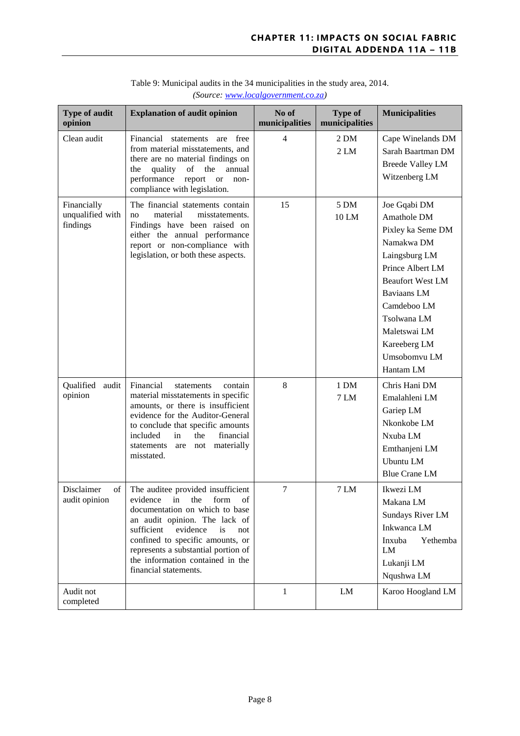Table 9: Municipal audits in the 34 municipalities in the study area, 2014.

*(Source: [www.localgovernment.co.za](http://www.localgovernment.co.za))*

| Type of audit opinion | Explanation of audit opinion | No of municipalities | Type of municipalities | Municipalities |
|---|---|---|---|---|
| Clean audit | Financial statements are free from material misstatements, and there are no material findings on the quality of the annual performance report or non-compliance with legislation. | 4 | 2 DM<br>2 LM | Cape Winelands DM<br>Sarah Baartman DM<br>Breede Valley LM<br>Witzenberg LM |
| Financially unqualified with findings | The financial statements contain no material misstatements. Findings have been raised on either the annual performance report or non-compliance with legislation, or both these aspects. | 15 | 5 DM<br>10 LM | Joe Gqabi DM<br>Amathole DM<br>Pixley ka Seme DM<br>Namakwa DM<br>Laingsburg LM<br>Prince Albert LM<br>Beaufort West LM<br>Baviaans LM<br>Camdeboo LM<br>Tsolwana LM<br>Maletswai LM<br>Kareeberg LM<br>Umsobomvu LM<br>Hantam LM |
| Qualified audit opinion | Financial statements contain material misstatements in specific amounts, or there is insufficient evidence for the Auditor-General to conclude that specific amounts included in the financial statements are not materially misstated. | 8 | 1 DM<br>7 LM | Chris Hani DM<br>Emalahleni LM<br>Gariep LM<br>Nkonkobe LM<br>Nxuba LM<br>Emthanjeni LM<br>Ubuntu LM<br>Blue Crane LM |
| Disclaimer of audit opinion | The auditee provided insufficient evidence in the form of documentation on which to base an audit opinion. The lack of sufficient evidence is not confined to specific amounts, or represents a substantial portion of the information contained in the financial statements. | 7 | 7 LM | Ikwezi LM<br>Makana LM<br>Sundays River LM<br>Inkwanca LM<br>Inxuba Yethemba LM<br>Lukanji LM<br>Nqushwa LM |
| Audit not completed | | 1 | LM | Karoo Hoogland LM |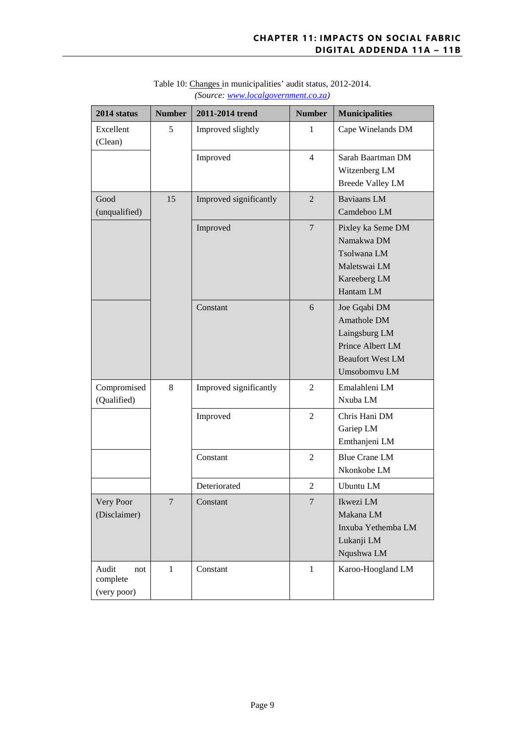Table 10: Changes in municipalities' audit status, 2012-2014.
*(Source: www.localgovernment.co.za)*

| 2014 status | Number | 2011-2014 trend | Number | Municipalities |
|---|---|---|---|---|
| Excellent (Clean) | 5 | Improved slightly | 1 | Cape Winelands DM |
| | | Improved | 4 | Sarah Baartman DM<br>Witzenberg LM<br>Breede Valley LM |
| Good (unqualified) | 15 | Improved significantly | 2 | Baviaans LM<br>Camdeboo LM |
| | | Improved | 7 | Pixley ka Seme DM<br>Namakwa DM<br>Tsolwana LM<br>Maletswai LM<br>Kareeberg LM<br>Hantam LM |
| | | Constant | 6 | Joe Gqabi DM<br>Amathole DM<br>Laingsburg LM<br>Prince Albert LM<br>Beaufort West LM<br>Umsobomvu LM |
| Compromised (Qualified) | 8 | Improved significantly | 2 | Emalahleni LM<br>Nxuba LM |
| | | Improved | 2 | Chris Hani DM<br>Gariep LM<br>Emthanjeni LM |
| | | Constant | 2 | Blue Crane LM<br>Nkonkobe LM |
| | | Deteriorated | 2 | Ubuntu LM |
| Very Poor (Disclaimer) | 7 | Constant | 7 | Ikwezi LM<br>Makana LM<br>Inxuba Yethemba LM<br>Lukanji LM<br>Nqushwa LM |
| Audit not complete (very poor) | 1 | Constant | 1 | Karoo-Hoogland LM |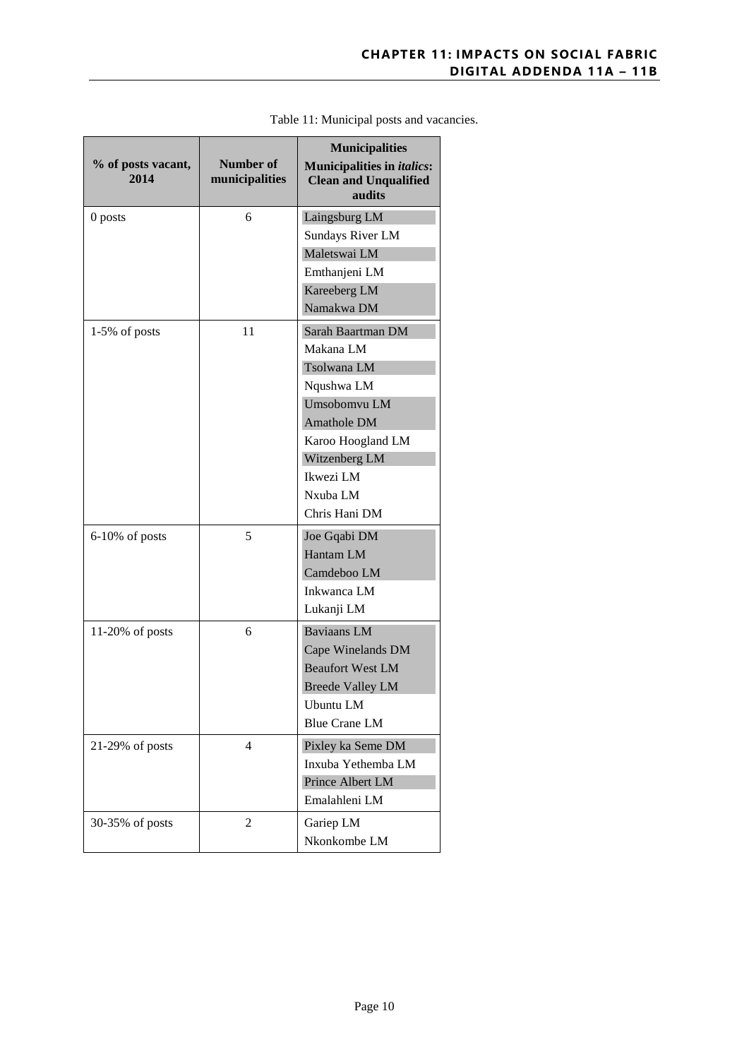Table 11: Municipal posts and vacancies.

| % of posts vacant, 2014 | Number of municipalities | Municipalities<br>Municipalities in *italics*: Clean and Unqualified audits |
|---|---|---|
| 0 posts | 6 | Laingsburg LM<br>Sundays River LM<br>Maletswai LM<br>Emthanjeni LM<br>Kareeberg LM<br>Namakwa DM |
| 1-5% of posts | 11 | Sarah Baartman DM<br>Makana LM<br>Tsolwana LM<br>Nqushwa LM<br>Umsobomvu LM<br>Amathole DM<br>Karoo Hoogland LM<br>Witzenberg LM<br>Ikwezi LM<br>Nxuba LM<br>Chris Hani DM |
| 6-10% of posts | 5 | Joe Gqabi DM<br>Hantam LM<br>Camdeboo LM<br>Inkwanca LM<br>Lukanji LM |
| 11-20% of posts | 6 | Baviaans LM<br>Cape Winelands DM<br>Beaufort West LM<br>Breede Valley LM<br>Ubuntu LM<br>Blue Crane LM |
| 21-29% of posts | 4 | Pixley ka Seme DM<br>Inxuba Yethemba LM<br>Prince Albert LM<br>Emalahleni LM |
| 30-35% of posts | 2 | Gariep LM<br>Nkonkombe LM |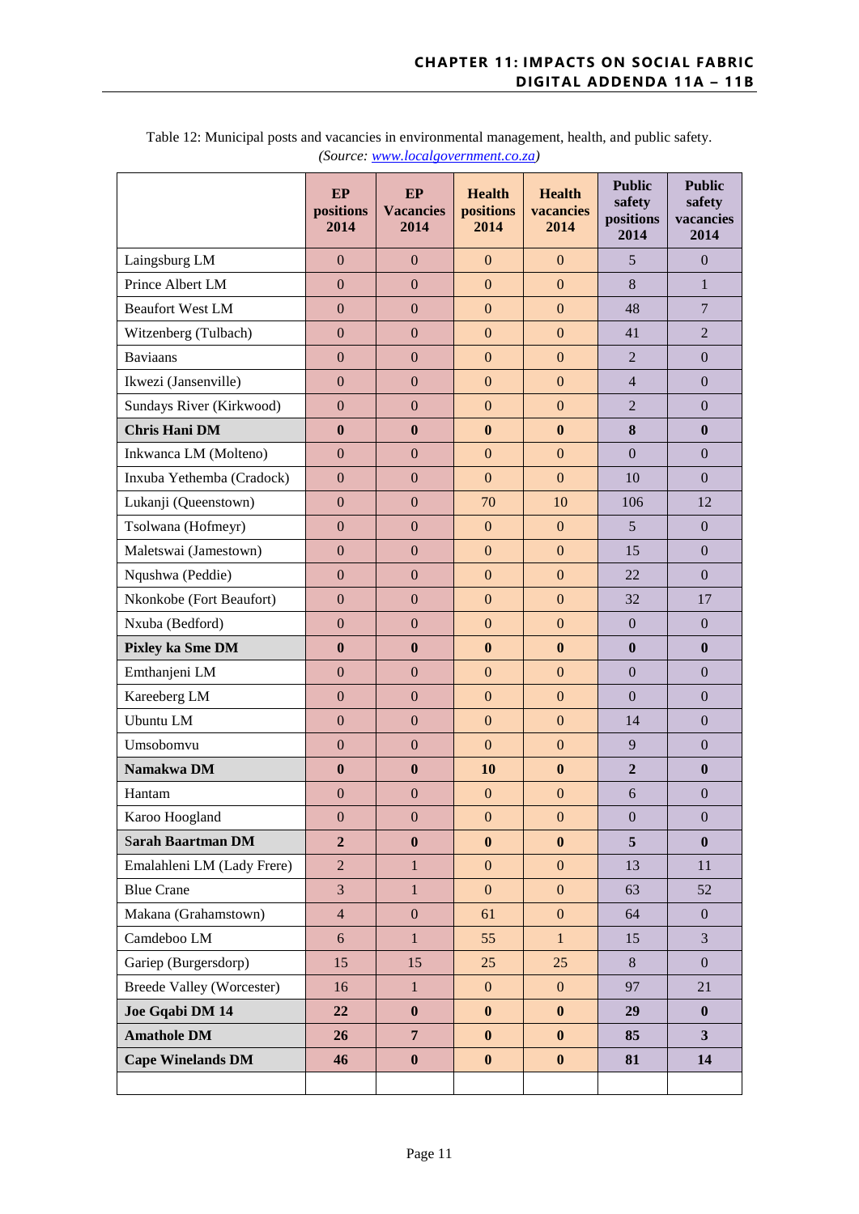Table 12: Municipal posts and vacancies in environmental management, health, and public safety. *(Source: [www.localgovernment.co.za](www.localgovernment.co.za))*

| | EP positions 2014 | EP Vacancies 2014 | Health positions 2014 | Health vacancies 2014 | Public safety positions 2014 | Public safety vacancies 2014 |
|---|---|---|---|---|---|---|
| Laingsburg LM | 0 | 0 | 0 | 0 | 5 | 0 |
| Prince Albert LM | 0 | 0 | 0 | 0 | 8 | 1 |
| Beaufort West LM | 0 | 0 | 0 | 0 | 48 | 7 |
| Witzenberg (Tulbach) | 0 | 0 | 0 | 0 | 41 | 2 |
| Baviaans | 0 | 0 | 0 | 0 | 2 | 0 |
| Ikwezi (Jansenville) | 0 | 0 | 0 | 0 | 4 | 0 |
| Sundays River (Kirkwood) | 0 | 0 | 0 | 0 | 2 | 0 |
| **Chris Hani DM** | **0** | **0** | **0** | **0** | **8** | **0** |
| Inkwanca LM (Molteno) | 0 | 0 | 0 | 0 | 0 | 0 |
| Inxuba Yethemba (Cradock) | 0 | 0 | 0 | 0 | 10 | 0 |
| Lukanji (Queenstown) | 0 | 0 | 70 | 10 | 106 | 12 |
| Tsolwana (Hofmeyr) | 0 | 0 | 0 | 0 | 5 | 0 |
| Maletswai (Jamestown) | 0 | 0 | 0 | 0 | 15 | 0 |
| Nqushwa (Peddie) | 0 | 0 | 0 | 0 | 22 | 0 |
| Nkonkobe (Fort Beaufort) | 0 | 0 | 0 | 0 | 32 | 17 |
| Nxuba (Bedford) | 0 | 0 | 0 | 0 | 0 | 0 |
| **Pixley ka Sme DM** | **0** | **0** | **0** | **0** | **0** | **0** |
| Emthanjeni LM | 0 | 0 | 0 | 0 | 0 | 0 |
| Kareeberg LM | 0 | 0 | 0 | 0 | 0 | 0 |
| Ubuntu LM | 0 | 0 | 0 | 0 | 14 | 0 |
| Umsobomvu | 0 | 0 | 0 | 0 | 9 | 0 |
| **Namakwa DM** | **0** | **0** | **10** | **0** | **2** | **0** |
| Hantam | 0 | 0 | 0 | 0 | 6 | 0 |
| Karoo Hoogland | 0 | 0 | 0 | 0 | 0 | 0 |
| **Sarah Baartman DM** | **2** | **0** | **0** | **0** | **5** | **0** |
| Emalahleni LM (Lady Frere) | 2 | 1 | 0 | 0 | 13 | 11 |
| Blue Crane | 3 | 1 | 0 | 0 | 63 | 52 |
| Makana (Grahamstown) | 4 | 0 | 61 | 0 | 64 | 0 |
| Camdeboo LM | 6 | 1 | 55 | 1 | 15 | 3 |
| Gariep (Burgersdorp) | 15 | 15 | 25 | 25 | 8 | 0 |
| Breede Valley (Worcester) | 16 | 1 | 0 | 0 | 97 | 21 |
| **Joe Gqabi DM 14** | **22** | **0** | **0** | **0** | **29** | **0** |
| **Amathole DM** | **26** | **7** | **0** | **0** | **85** | **3** |
| **Cape Winelands DM** | **46** | **0** | **0** | **0** | **81** | **14** |
| | | | | | | |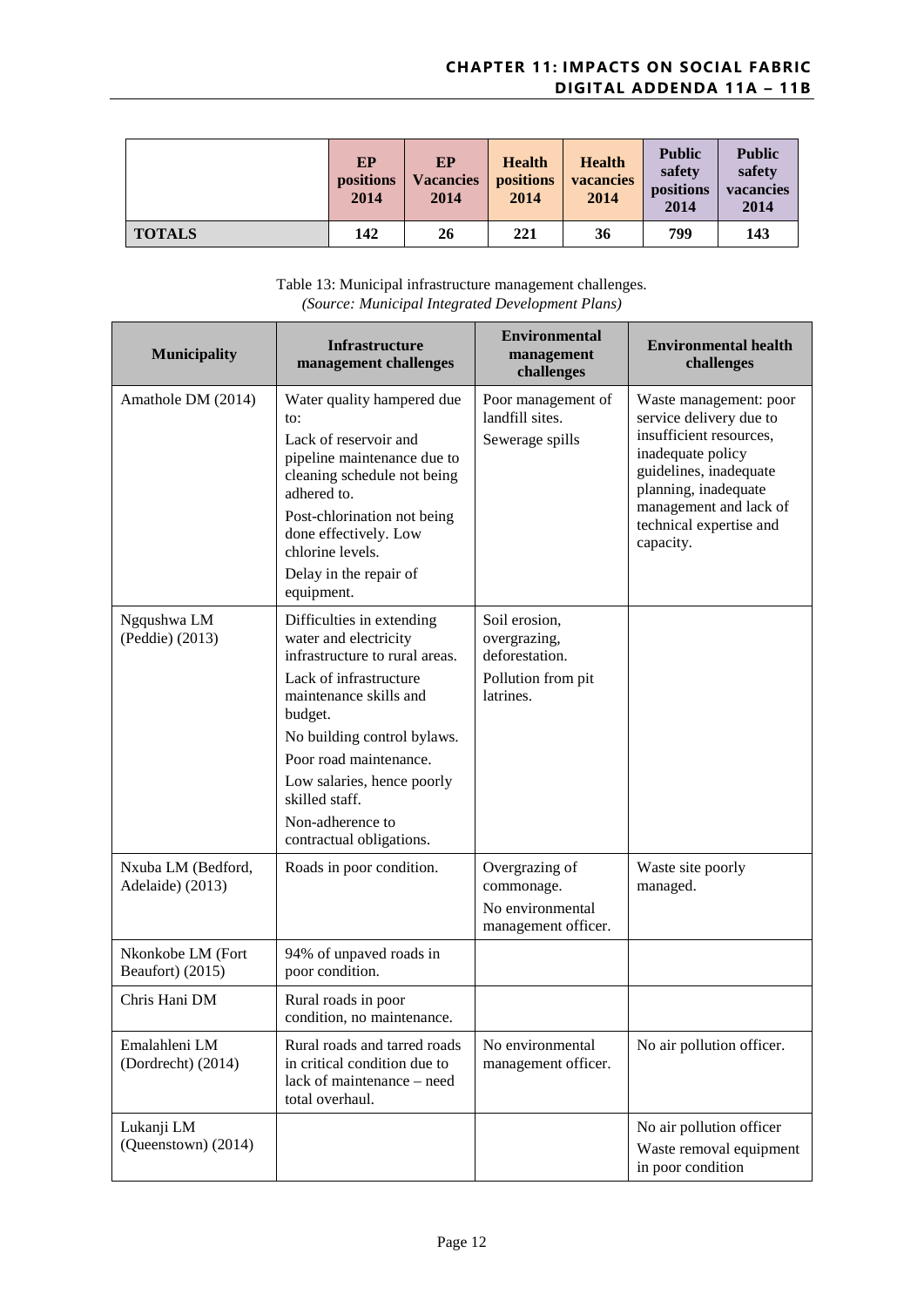| | EP positions 2014 | EP Vacancies 2014 | Health positions 2014 | Health vacancies 2014 | Public safety positions 2014 | Public safety vacancies 2014 |
|---|---|---|---|---|---|---|
| **TOTALS** | **142** | **26** | **221** | **36** | **799** | **143** |

Table 13: Municipal infrastructure management challenges.
*(Source: Municipal Integrated Development Plans)*

| Municipality | Infrastructure management challenges | Environmental management challenges | Environmental health challenges |
|---|---|---|---|
| Amathole DM (2014) | Water quality hampered due to: Lack of reservoir and pipeline maintenance due to cleaning schedule not being adhered to. Post-chlorination not being done effectively. Low chlorine levels. Delay in the repair of equipment. | Poor management of landfill sites. Sewerage spills | Waste management: poor service delivery due to insufficient resources, inadequate policy guidelines, inadequate planning, inadequate management and lack of technical expertise and capacity. |
| Ngqushwa LM (Peddie) (2013) | Difficulties in extending water and electricity infrastructure to rural areas. Lack of infrastructure maintenance skills and budget. No building control bylaws. Poor road maintenance. Low salaries, hence poorly skilled staff. Non-adherence to contractual obligations. | Soil erosion, overgrazing, deforestation. Pollution from pit latrines. | |
| Nxuba LM (Bedford, Adelaide) (2013) | Roads in poor condition. | Overgrazing of commonage. No environmental management officer. | Waste site poorly managed. |
| Nkonkobe LM (Fort Beaufort) (2015) | 94% of unpaved roads in poor condition. | | |
| Chris Hani DM | Rural roads in poor condition, no maintenance. | | |
| Emalahleni LM (Dordrecht) (2014) | Rural roads and tarred roads in critical condition due to lack of maintenance – need total overhaul. | No environmental management officer. | No air pollution officer. |
| Lukanji LM (Queenstown) (2014) | | | No air pollution officer Waste removal equipment in poor condition |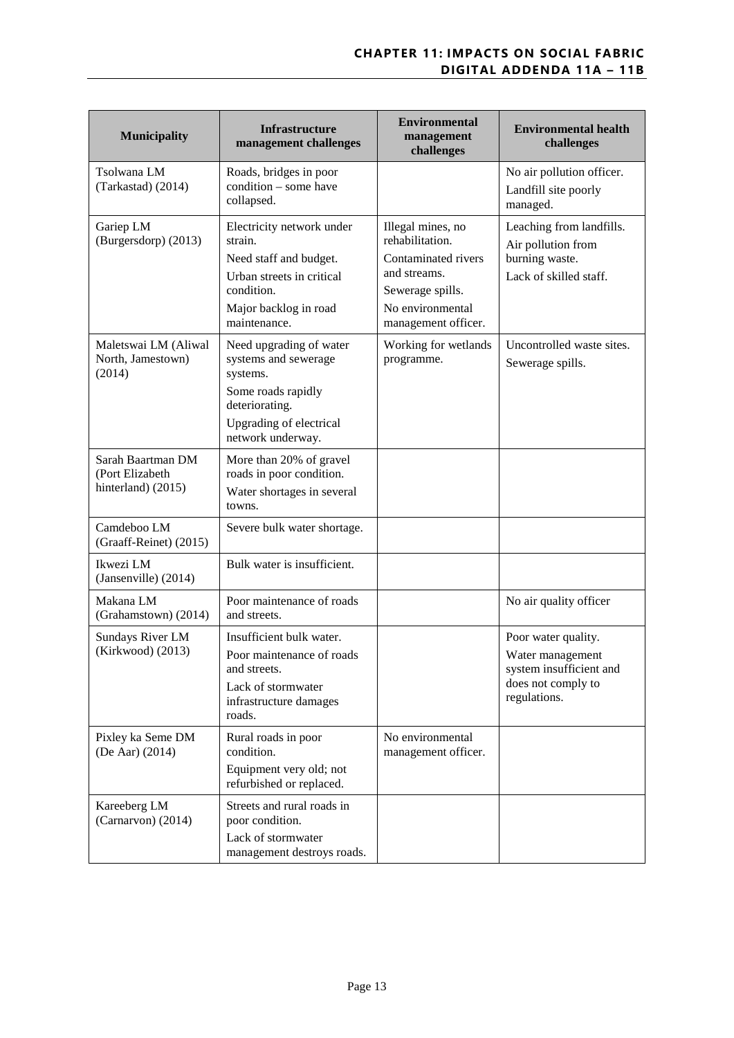| Municipality | Infrastructure management challenges | Environmental management challenges | Environmental health challenges |
|---|---|---|---|
| Tsolwana LM (Tarkastad) (2014) | Roads, bridges in poor condition – some have collapsed. | | No air pollution officer.<br>Landfill site poorly managed. |
| Gariep LM (Burgersdorp) (2013) | Electricity network under strain.<br>Need staff and budget.<br>Urban streets in critical condition.<br>Major backlog in road maintenance. | Illegal mines, no rehabilitation.<br>Contaminated rivers and streams.<br>Sewerage spills.<br>No environmental management officer. | Leaching from landfills.<br>Air pollution from burning waste.<br>Lack of skilled staff. |
| Maletswai LM (Aliwal North, Jamestown) (2014) | Need upgrading of water systems and sewerage systems.<br>Some roads rapidly deteriorating.<br>Upgrading of electrical network underway. | Working for wetlands programme. | Uncontrolled waste sites.<br>Sewerage spills. |
| Sarah Baartman DM (Port Elizabeth hinterland) (2015) | More than 20% of gravel roads in poor condition.<br>Water shortages in several towns. | | |
| Camdeboo LM (Graaff-Reinet) (2015) | Severe bulk water shortage. | | |
| Ikwezi LM (Jansenville) (2014) | Bulk water is insufficient. | | |
| Makana LM (Grahamstown) (2014) | Poor maintenance of roads and streets. | | No air quality officer |
| Sundays River LM (Kirkwood) (2013) | Insufficient bulk water.<br>Poor maintenance of roads and streets.<br>Lack of stormwater infrastructure damages roads. | | Poor water quality.<br>Water management system insufficient and does not comply to regulations. |
| Pixley ka Seme DM (De Aar) (2014) | Rural roads in poor condition.<br>Equipment very old; not refurbished or replaced. | No environmental management officer. | |
| Kareeberg LM (Carnarvon) (2014) | Streets and rural roads in poor condition.<br>Lack of stormwater management destroys roads. | | |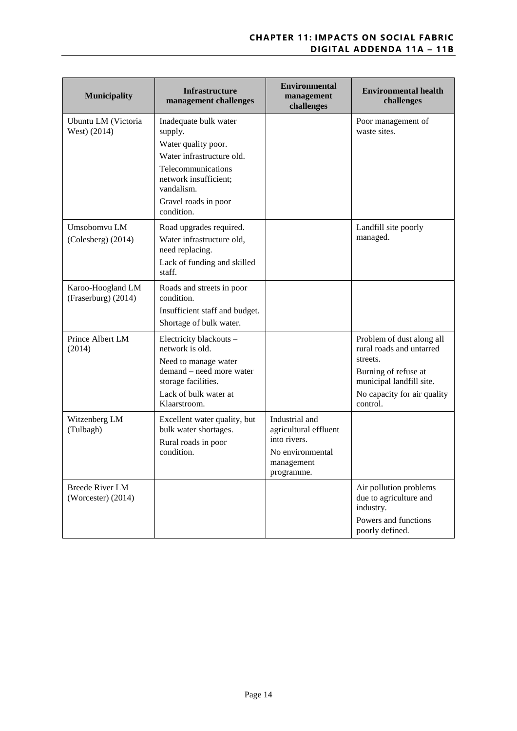| Municipality | Infrastructure management challenges | Environmental management challenges | Environmental health challenges |
|---|---|---|---|
| Ubuntu LM (Victoria West) (2014) | Inadequate bulk water supply.<br>Water quality poor.<br>Water infrastructure old.<br>Telecommunications network insufficient; vandalism.<br>Gravel roads in poor condition. | | Poor management of waste sites. |
| Umsobomvu LM (Colesberg) (2014) | Road upgrades required.<br>Water infrastructure old, need replacing.<br>Lack of funding and skilled staff. | | Landfill site poorly managed. |
| Karoo-Hoogland LM (Fraserburg) (2014) | Roads and streets in poor condition.<br>Insufficient staff and budget.<br>Shortage of bulk water. | | |
| Prince Albert LM (2014) | Electricity blackouts – network is old.<br>Need to manage water demand – need more water storage facilities.<br>Lack of bulk water at Klaarstroom. | | Problem of dust along all rural roads and untarred streets.<br>Burning of refuse at municipal landfill site.<br>No capacity for air quality control. |
| Witzenberg LM (Tulbagh) | Excellent water quality, but bulk water shortages.<br>Rural roads in poor condition. | Industrial and agricultural effluent into rivers.<br>No environmental management programme. | |
| Breede River LM (Worcester) (2014) | | | Air pollution problems due to agriculture and industry.<br>Powers and functions poorly defined. |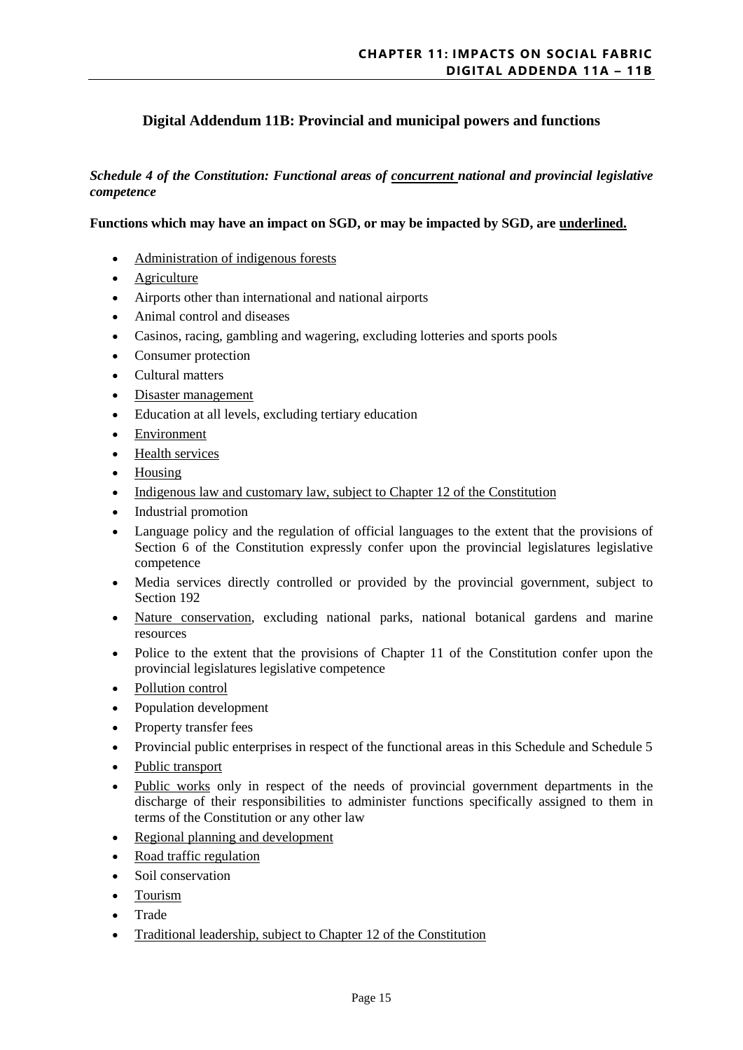## Digital Addendum 11B: Provincial and municipal powers and functions

***Schedule 4 of the Constitution: Functional areas of <u>concurrent</u> national and provincial legislative competence***

**Functions which may have an impact on SGD, or may be impacted by SGD, are <u>underlined.</u>**

- <u>Administration of indigenous forests</u>
- <u>Agriculture</u>
- Airports other than international and national airports
- Animal control and diseases
- Casinos, racing, gambling and wagering, excluding lotteries and sports pools
- Consumer protection
- Cultural matters
- <u>Disaster management</u>
- Education at all levels, excluding tertiary education
- <u>Environment</u>
- <u>Health services</u>
- <u>Housing</u>
- <u>Indigenous law and customary law, subject to Chapter 12 of the Constitution</u>
- Industrial promotion
- Language policy and the regulation of official languages to the extent that the provisions of Section 6 of the Constitution expressly confer upon the provincial legislatures legislative competence
- Media services directly controlled or provided by the provincial government, subject to Section 192
- <u>Nature conservation</u>, excluding national parks, national botanical gardens and marine resources
- Police to the extent that the provisions of Chapter 11 of the Constitution confer upon the provincial legislatures legislative competence
- <u>Pollution control</u>
- Population development
- Property transfer fees
- Provincial public enterprises in respect of the functional areas in this Schedule and Schedule 5
- <u>Public transport</u>
- <u>Public works</u> only in respect of the needs of provincial government departments in the discharge of their responsibilities to administer functions specifically assigned to them in terms of the Constitution or any other law
- <u>Regional planning and development</u>
- <u>Road traffic regulation</u>
- Soil conservation
- <u>Tourism</u>
- Trade
- <u>Traditional leadership, subject to Chapter 12 of the Constitution</u>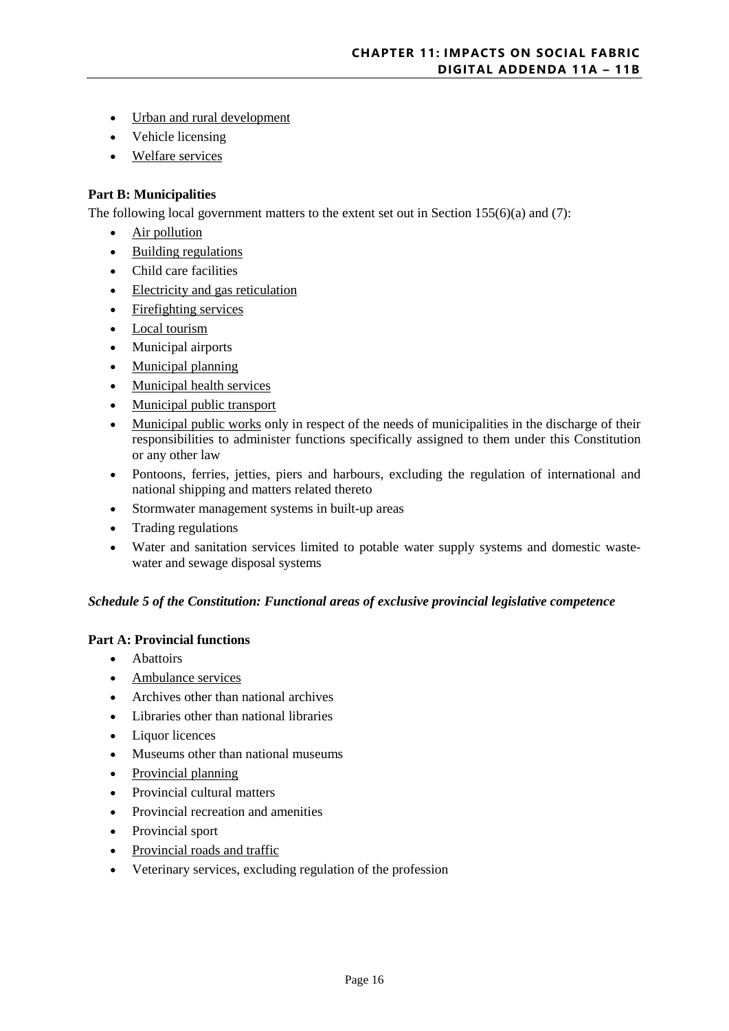- Urban and rural development
- Vehicle licensing
- Welfare services

**Part B: Municipalities**

The following local government matters to the extent set out in Section 155(6)(a) and (7):

- Air pollution
- Building regulations
- Child care facilities
- Electricity and gas reticulation
- Firefighting services
- Local tourism
- Municipal airports
- Municipal planning
- Municipal health services
- Municipal public transport
- Municipal public works only in respect of the needs of municipalities in the discharge of their responsibilities to administer functions specifically assigned to them under this Constitution or any other law
- Pontoons, ferries, jetties, piers and harbours, excluding the regulation of international and national shipping and matters related thereto
- Stormwater management systems in built-up areas
- Trading regulations
- Water and sanitation services limited to potable water supply systems and domestic waste-water and sewage disposal systems

***Schedule 5 of the Constitution: Functional areas of exclusive provincial legislative competence***

**Part A: Provincial functions**

- Abattoirs
- Ambulance services
- Archives other than national archives
- Libraries other than national libraries
- Liquor licences
- Museums other than national museums
- Provincial planning
- Provincial cultural matters
- Provincial recreation and amenities
- Provincial sport
- Provincial roads and traffic
- Veterinary services, excluding regulation of the profession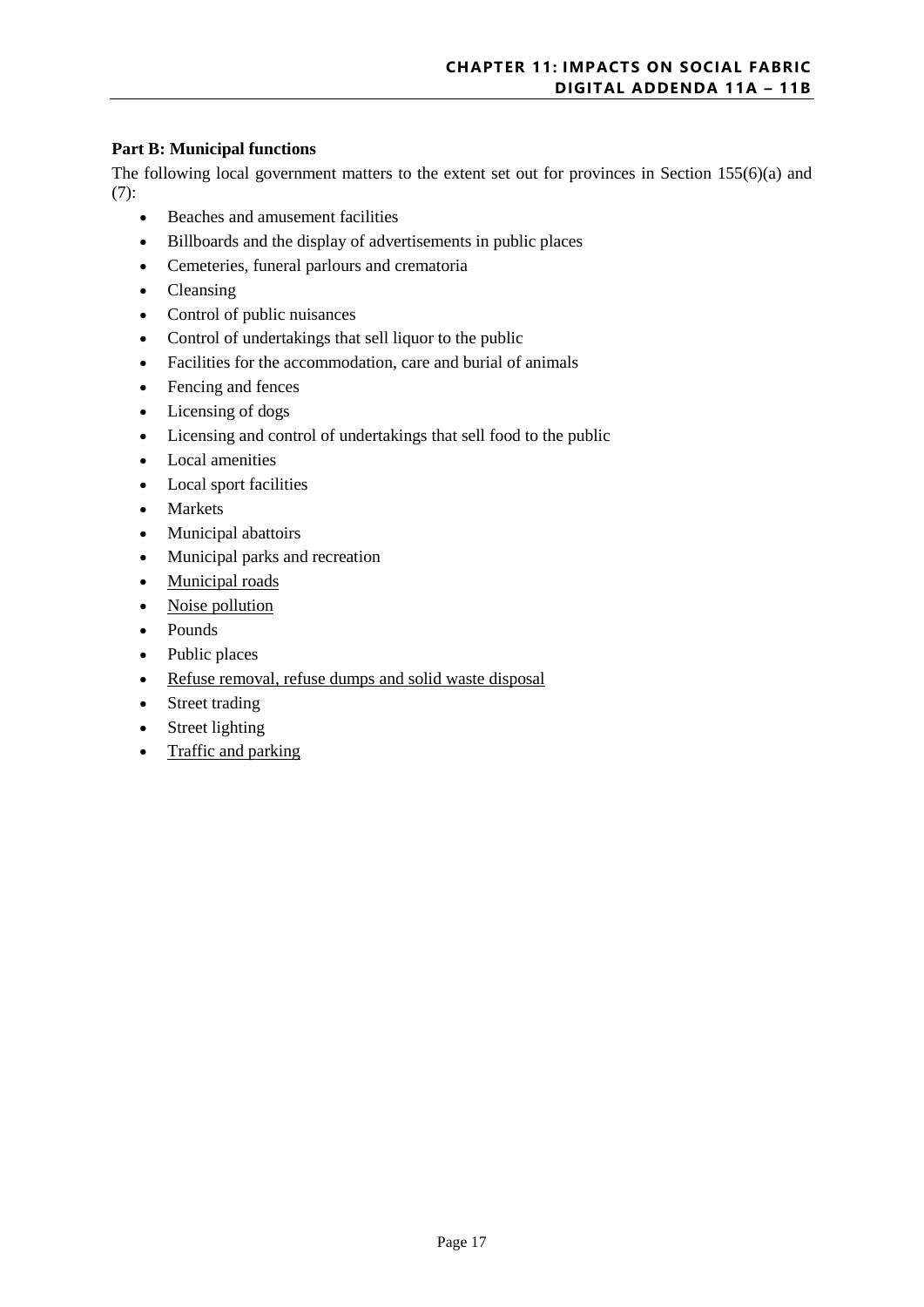**Part B: Municipal functions**

The following local government matters to the extent set out for provinces in Section 155(6)(a) and (7):

- Beaches and amusement facilities
- Billboards and the display of advertisements in public places
- Cemeteries, funeral parlours and crematoria
- Cleansing
- Control of public nuisances
- Control of undertakings that sell liquor to the public
- Facilities for the accommodation, care and burial of animals
- Fencing and fences
- Licensing of dogs
- Licensing and control of undertakings that sell food to the public
- Local amenities
- Local sport facilities
- Markets
- Municipal abattoirs
- Municipal parks and recreation
- Municipal roads
- Noise pollution
- Pounds
- Public places
- Refuse removal, refuse dumps and solid waste disposal
- Street trading
- Street lighting
- Traffic and parking